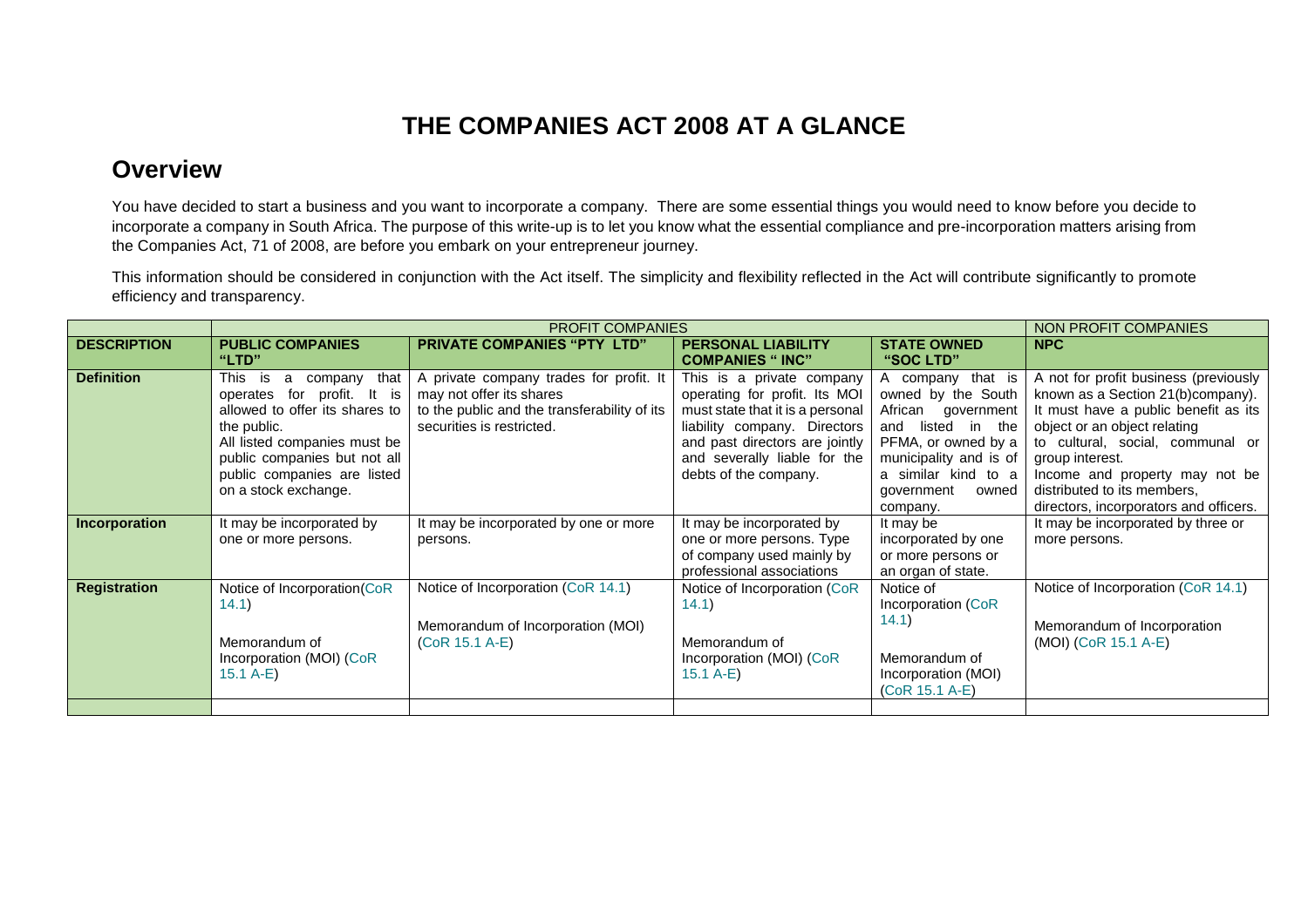# THE COMPANIES ACT 2008 AT A GLANCE

## Overview

You have decided to start a business and you want to incorporate a company. There are some essential things you would need to know before you decide to incorporate a company in South Africa. The purpose of this write-up is to let you know what the essential compliance and pre-incorporation matters arising from the Companies Act, 71 of 2008, are before you embark on your entrepreneur journey.

This information should be considered in conjunction with the Act itself. The simplicity and flexibility reflected in the Act will contribute significantly to promote efficiency and transparency.

| | PROFIT COMPANIES | | | | NON PROFIT COMPANIES |
|---|---|---|---|---|---|
| **DESCRIPTION** | **PUBLIC COMPANIES "LTD"** | **PRIVATE COMPANIES "PTY LTD"** | **PERSONAL LIABILITY COMPANIES " INC"** | **STATE OWNED "SOC LTD"** | **NPC** |
| **Definition** | This is a company that operates for profit. It is allowed to offer its shares to the public.<br>All listed companies must be public companies but not all public companies are listed on a stock exchange. | A private company trades for profit. It may not offer its shares to the public and the transferability of its securities is restricted. | This is a private company operating for profit. Its MOI must state that it is a personal liability company. Directors and past directors are jointly and severally liable for the debts of the company. | A company that is owned by the South African government and listed in the PFMA, or owned by a municipality and is of a similar kind to a government owned company. | A not for profit business (previously known as a Section 21(b)company). It must have a public benefit as its object or an object relating to cultural, social, communal or group interest.<br>Income and property may not be distributed to its members, directors, incorporators and officers. |
| **Incorporation** | It may be incorporated by one or more persons. | It may be incorporated by one or more persons. | It may be incorporated by one or more persons. Type of company used mainly by professional associations | It may be incorporated by one or more persons or an organ of state. | It may be incorporated by three or more persons. |
| **Registration** | Notice of Incorporation(CoR 14.1)<br><br>Memorandum of Incorporation (MOI) (CoR 15.1 A-E) | Notice of Incorporation (CoR 14.1)<br><br>Memorandum of Incorporation (MOI) (CoR 15.1 A-E) | Notice of Incorporation (CoR 14.1)<br><br>Memorandum of Incorporation (MOI) (CoR 15.1 A-E) | Notice of Incorporation (CoR 14.1)<br><br>Memorandum of Incorporation (MOI) (CoR 15.1 A-E) | Notice of Incorporation (CoR 14.1)<br><br>Memorandum of Incorporation (MOI) (CoR 15.1 A-E) |
| | | | | | |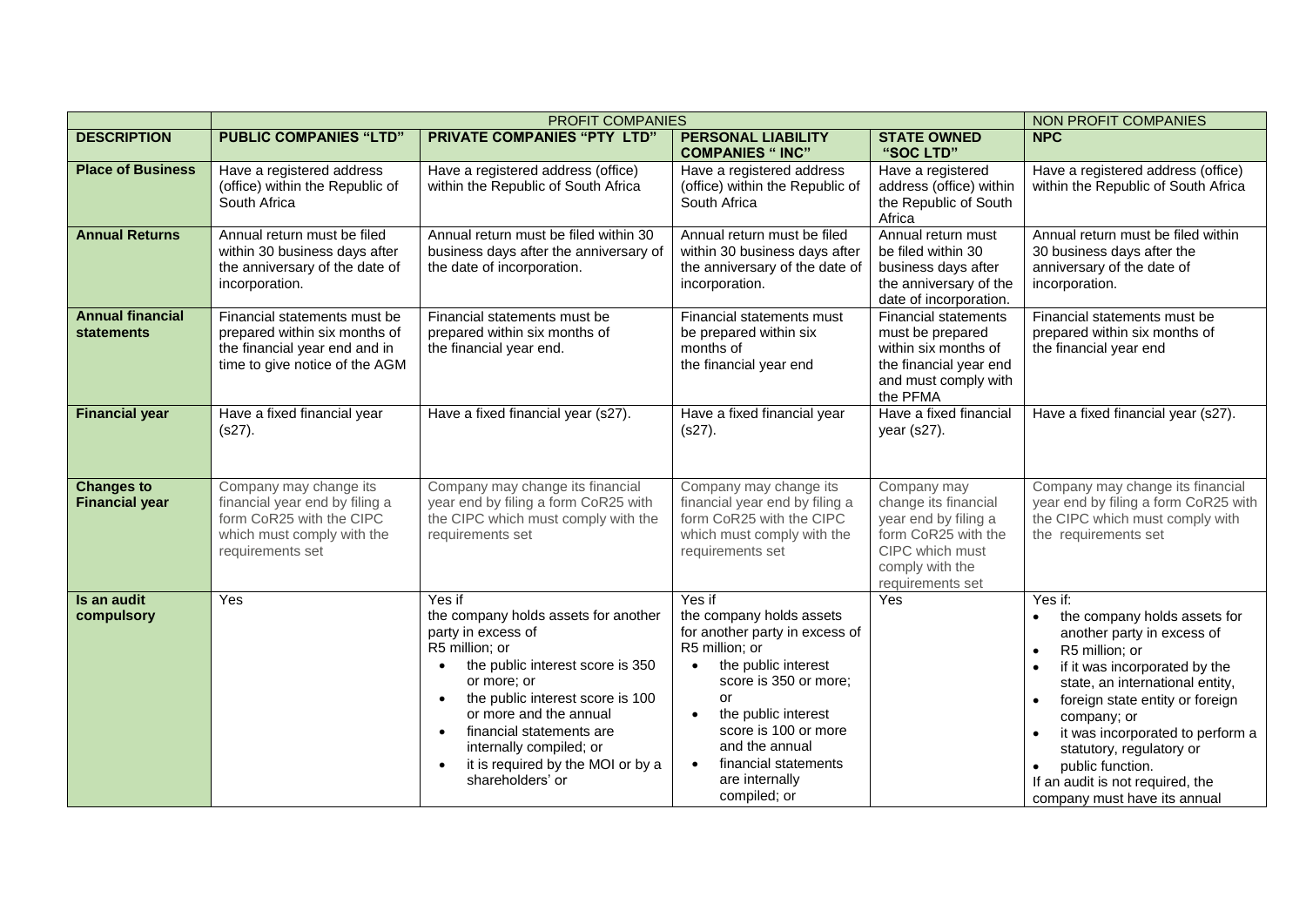| | PROFIT COMPANIES | | | | NON PROFIT COMPANIES |
|---|---|---|---|---|---|
| **DESCRIPTION** | **PUBLIC COMPANIES "LTD"** | **PRIVATE COMPANIES "PTY LTD"** | **PERSONAL LIABILITY COMPANIES " INC"** | **STATE OWNED "SOC LTD"** | **NPC** |
| **Place of Business** | Have a registered address (office) within the Republic of South Africa | Have a registered address (office) within the Republic of South Africa | Have a registered address (office) within the Republic of South Africa | Have a registered address (office) within the Republic of South Africa | Have a registered address (office) within the Republic of South Africa |
| **Annual Returns** | Annual return must be filed within 30 business days after the anniversary of the date of incorporation. | Annual return must be filed within 30 business days after the anniversary of the date of incorporation. | Annual return must be filed within 30 business days after the anniversary of the date of incorporation. | Annual return must be filed within 30 business days after the anniversary of the date of incorporation. | Annual return must be filed within 30 business days after the anniversary of the date of incorporation. |
| **Annual financial statements** | Financial statements must be prepared within six months of the financial year end and in time to give notice of the AGM | Financial statements must be prepared within six months of the financial year end. | Financial statements must be prepared within six months of the financial year end | Financial statements must be prepared within six months of the financial year end and must comply with the PFMA | Financial statements must be prepared within six months of the financial year end |
| **Financial year** | Have a fixed financial year (s27). | Have a fixed financial year (s27). | Have a fixed financial year (s27). | Have a fixed financial year (s27). | Have a fixed financial year (s27). |
| **Changes to Financial year** | Company may change its financial year end by filing a form CoR25 with the CIPC which must comply with the requirements set | Company may change its financial year end by filing a form CoR25 with the CIPC which must comply with the requirements set | Company may change its financial year end by filing a form CoR25 with the CIPC which must comply with the requirements set | Company may change its financial year end by filing a form CoR25 with the CIPC which must comply with the requirements set | Company may change its financial year end by filing a form CoR25 with the CIPC which must comply with the requirements set |
| **Is an audit compulsory** | Yes | Yes if<br>the company holds assets for another party in excess of<br>R5 million; or<br>• the public interest score is 350 or more; or<br>• the public interest score is 100 or more and the annual<br>• financial statements are internally compiled; or<br>• it is required by the MOI or by a shareholders' or | Yes if<br>the company holds assets for another party in excess of<br>R5 million; or<br>• the public interest score is 350 or more; or<br>• the public interest score is 100 or more and the annual<br>• financial statements are internally compiled; or | Yes | Yes if:<br>• the company holds assets for another party in excess of<br>• R5 million; or<br>• if it was incorporated by the state, an international entity,<br>• foreign state entity or foreign company; or<br>• it was incorporated to perform a statutory, regulatory or<br>• public function.<br>If an audit is not required, the company must have its annual |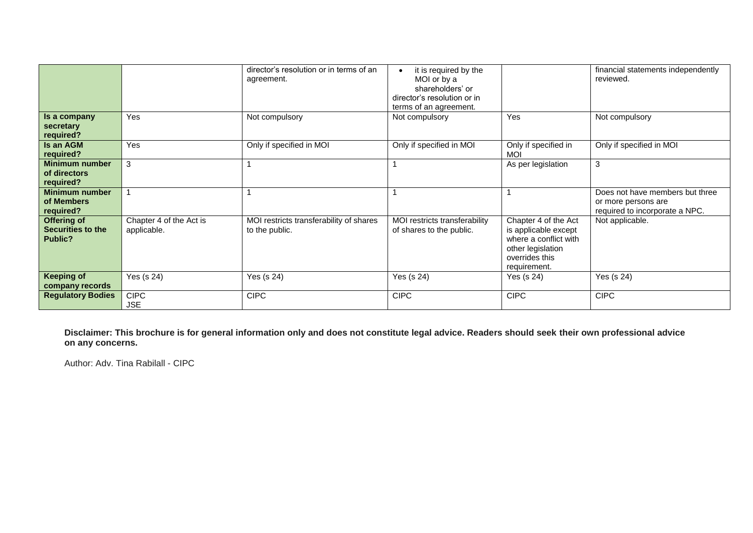| | | | | | |
|---|---|---|---|---|---|
| | | director's resolution or in terms of an agreement. | • it is required by the MOI or by a shareholders' or director's resolution or in terms of an agreement. | | financial statements independently reviewed. |
| **Is a company secretary required?** | Yes | Not compulsory | Not compulsory | Yes | Not compulsory |
| **Is an AGM required?** | Yes | Only if specified in MOI | Only if specified in MOI | Only if specified in MOI | Only if specified in MOI |
| **Minimum number of directors required?** | 3 | 1 | 1 | As per legislation | 3 |
| **Minimum number of Members required?** | 1 | 1 | 1 | 1 | Does not have members but three or more persons are required to incorporate a NPC. |
| **Offering of Securities to the Public?** | Chapter 4 of the Act is applicable. | MOI restricts transferability of shares to the public. | MOI restricts transferability of shares to the public. | Chapter 4 of the Act is applicable except where a conflict with other legislation overrides this requirement. | Not applicable. |
| **Keeping of company records** | Yes (s 24) | Yes (s 24) | Yes (s 24) | Yes (s 24) | Yes (s 24) |
| **Regulatory Bodies** | CIPC<br>JSE | CIPC | CIPC | CIPC | CIPC |

**Disclaimer: This brochure is for general information only and does not constitute legal advice. Readers should seek their own professional advice on any concerns.**

Author: Adv. Tina Rabilall - CIPC